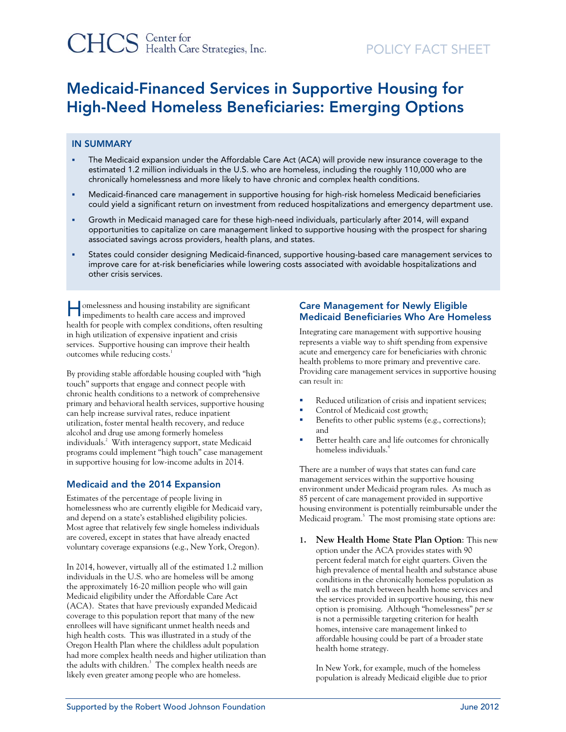CHCS Center for Health Care Strategies, Inc.

POLICY FACT SHEET

# Medicaid-Financed Services in Supportive Housing for High-Need Homeless Beneficiaries: Emerging Options

## IN SUMMARY

- The Medicaid expansion under the Affordable Care Act (ACA) will provide new insurance coverage to the estimated 1.2 million individuals in the U.S. who are homeless, including the roughly 110,000 who are chronically homelessness and more likely to have chronic and complex health conditions.
- Medicaid-financed care management in supportive housing for high-risk homeless Medicaid beneficiaries could yield a significant return on investment from reduced hospitalizations and emergency department use.
- Growth in Medicaid managed care for these high-need individuals, particularly after 2014, will expand opportunities to capitalize on care management linked to supportive housing with the prospect for sharing associated savings across providers, health plans, and states.
- States could consider designing Medicaid-financed, supportive housing-based care management services to improve care for at-risk beneficiaries while lowering costs associated with avoidable hospitalizations and other crisis services.

Homelessness and housing instability are significant impediments to health care access and improved health for people with complex conditions, often resulting in high utilization of expensive inpatient and crisis services. Supportive housing can improve their health outcomes while reducing costs.[1]

By providing stable affordable housing coupled with "high touch" supports that engage and connect people with chronic health conditions to a network of comprehensive primary and behavioral health services, supportive housing can help increase survival rates, reduce inpatient utilization, foster mental health recovery, and reduce alcohol and drug use among formerly homeless individuals.[2] With interagency support, state Medicaid programs could implement "high touch" case management in supportive housing for low-income adults in 2014.

## Medicaid and the 2014 Expansion

Estimates of the percentage of people living in homelessness who are currently eligible for Medicaid vary, and depend on a state's established eligibility policies. Most agree that relatively few single homeless individuals are covered, except in states that have already enacted voluntary coverage expansions (e.g., New York, Oregon).

In 2014, however, virtually all of the estimated 1.2 million individuals in the U.S. who are homeless will be among the approximately 16-20 million people who will gain Medicaid eligibility under the Affordable Care Act (ACA). States that have previously expanded Medicaid coverage to this population report that many of the new enrollees will have significant unmet health needs and high health costs. This was illustrated in a study of the Oregon Health Plan where the childless adult population had more complex health needs and higher utilization than the adults with children.[3] The complex health needs are likely even greater among people who are homeless.

## Care Management for Newly Eligible Medicaid Beneficiaries Who Are Homeless

Integrating care management with supportive housing represents a viable way to shift spending from expensive acute and emergency care for beneficiaries with chronic health problems to more primary and preventive care. Providing care management services in supportive housing can result in:

- Reduced utilization of crisis and inpatient services;
- Control of Medicaid cost growth;
- Benefits to other public systems (e.g., corrections); and
- Better health care and life outcomes for chronically homeless individuals.[4]

There are a number of ways that states can fund care management services within the supportive housing environment under Medicaid program rules. As much as 85 percent of care management provided in supportive housing environment is potentially reimbursable under the Medicaid program.[5] The most promising state options are:

1. **New Health Home State Plan Option**: This new option under the ACA provides states with 90 percent federal match for eight quarters. Given the high prevalence of mental health and substance abuse conditions in the chronically homeless population as well as the match between health home services and the services provided in supportive housing, this new option is promising. Although "homelessness" *per se* is not a permissible targeting criterion for health homes, intensive care management linked to affordable housing could be part of a broader state health home strategy.

   In New York, for example, much of the homeless population is already Medicaid eligible due to prior

Supported by the Robert Wood Johnson Foundation

June 2012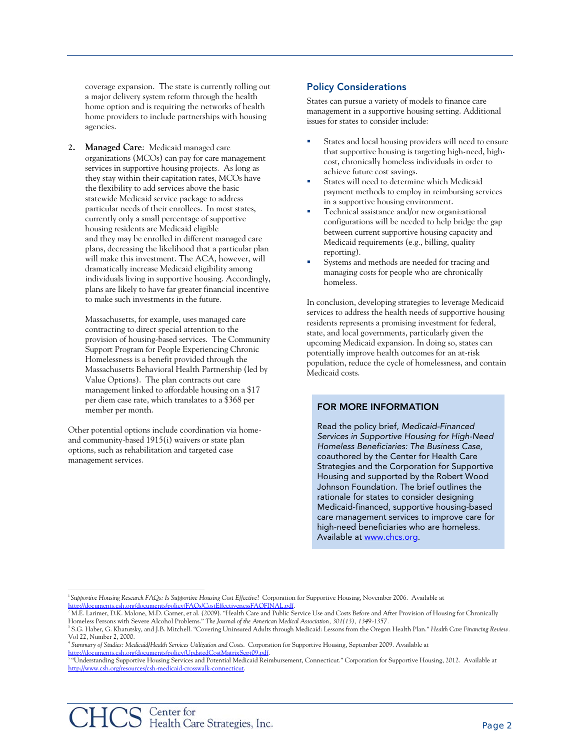coverage expansion. The state is currently rolling out a major delivery system reform through the health home option and is requiring the networks of health home providers to include partnerships with housing agencies.

2. **Managed Care**: Medicaid managed care organizations (MCOs) can pay for care management services in supportive housing projects. As long as they stay within their capitation rates, MCOs have the flexibility to add services above the basic statewide Medicaid service package to address particular needs of their enrollees. In most states, currently only a small percentage of supportive housing residents are Medicaid eligible and they may be enrolled in different managed care plans, decreasing the likelihood that a particular plan will make this investment. The ACA, however, will dramatically increase Medicaid eligibility among individuals living in supportive housing. Accordingly, plans are likely to have far greater financial incentive to make such investments in the future.

   Massachusetts, for example, uses managed care contracting to direct special attention to the provision of housing-based services. The Community Support Program for People Experiencing Chronic Homelessness is a benefit provided through the Massachusetts Behavioral Health Partnership (led by Value Options). The plan contracts out care management linked to affordable housing on a $17 per diem case rate, which translates to a $368 per member per month.

Other potential options include coordination via home- and community-based 1915(i) waivers or state plan options, such as rehabilitation and targeted case management services.

## Policy Considerations

States can pursue a variety of models to finance care management in a supportive housing setting. Additional issues for states to consider include:

- States and local housing providers will need to ensure that supportive housing is targeting high-need, high-cost, chronically homeless individuals in order to achieve future cost savings.
- States will need to determine which Medicaid payment methods to employ in reimbursing services in a supportive housing environment.
- Technical assistance and/or new organizational configurations will be needed to help bridge the gap between current supportive housing capacity and Medicaid requirements (e.g., billing, quality reporting).
- Systems and methods are needed for tracing and managing costs for people who are chronically homeless.

In conclusion, developing strategies to leverage Medicaid services to address the health needs of supportive housing residents represents a promising investment for federal, state, and local governments, particularly given the upcoming Medicaid expansion. In doing so, states can potentially improve health outcomes for an at-risk population, reduce the cycle of homelessness, and contain Medicaid costs.

### FOR MORE INFORMATION

Read the policy brief, *Medicaid-Financed Services in Supportive Housing for High-Need Homeless Beneficiaries: The Business Case,* coauthored by the Center for Health Care Strategies and the Corporation for Supportive Housing and supported by the Robert Wood Johnson Foundation. The brief outlines the rationale for states to consider designing Medicaid-financed, supportive housing-based care management services to improve care for high-need beneficiaries who are homeless. Available at [www.chcs.org](http://www.chcs.org).

---

[1] *Supportive Housing Research FAQs: Is Supportive Housing Cost Effective?* Corporation for Supportive Housing, November 2006. Available at http://documents.csh.org/documents/policy/FAQs/CostEffectivenessFAQFINAL.pdf.

[2] M.E. Larimer, D.K. Malone, M.D. Garner, et al. (2009). "Health Care and Public Service Use and Costs Before and After Provision of Housing for Chronically Homeless Persons with Severe Alcohol Problems." *The Journal of the American Medical Association, 301(13), 1349-1357.*

[3] S.G. Haber, G. Khatutsky, and J.B. Mitchell. "Covering Uninsured Adults through Medicaid: Lessons from the Oregon Health Plan." *Health Care Financing Review*. Vol 22, Number 2, 2000.

[4] *Summary of Studies: Medicaid/Health Services Utilization and Costs.* Corporation for Supportive Housing, September 2009. Available at http://documents.csh.org/documents/policy/UpdatedCostMatrixSept09.pdf.

[5] "Understanding Supportive Housing Services and Potential Medicaid Reimbursement, Connecticut." Corporation for Supportive Housing, 2012. Available at http://www.csh.org/resources/csh-medicaid-crosswalk-connecticut.